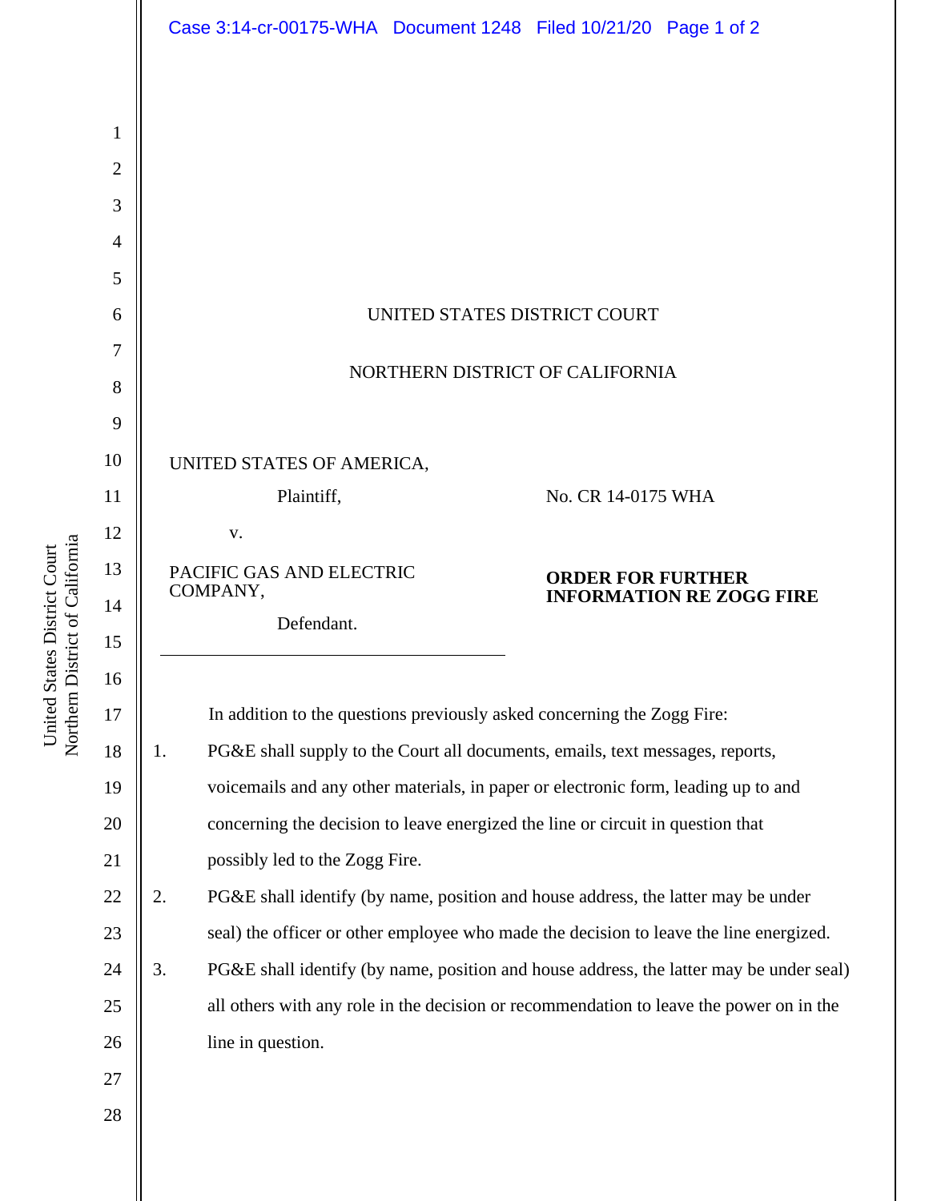UNITED STATES DISTRICT COURT

NORTHERN DISTRICT OF CALIFORNIA

UNITED STATES OF AMERICA,

Plaintiff,

v.

PACIFIC GAS AND ELECTRIC COMPANY,

Defendant.

No. CR 14-0175 WHA

**ORDER FOR FURTHER INFORMATION RE ZOGG FIRE**

In addition to the questions previously asked concerning the Zogg Fire:

1. PG&E shall supply to the Court all documents, emails, text messages, reports, voicemails and any other materials, in paper or electronic form, leading up to and concerning the decision to leave energized the line or circuit in question that possibly led to the Zogg Fire.
2. PG&E shall identify (by name, position and house address, the latter may be under seal) the officer or other employee who made the decision to leave the line energized.
3. PG&E shall identify (by name, position and house address, the latter may be under seal) all others with any role in the decision or recommendation to leave the power on in the line in question.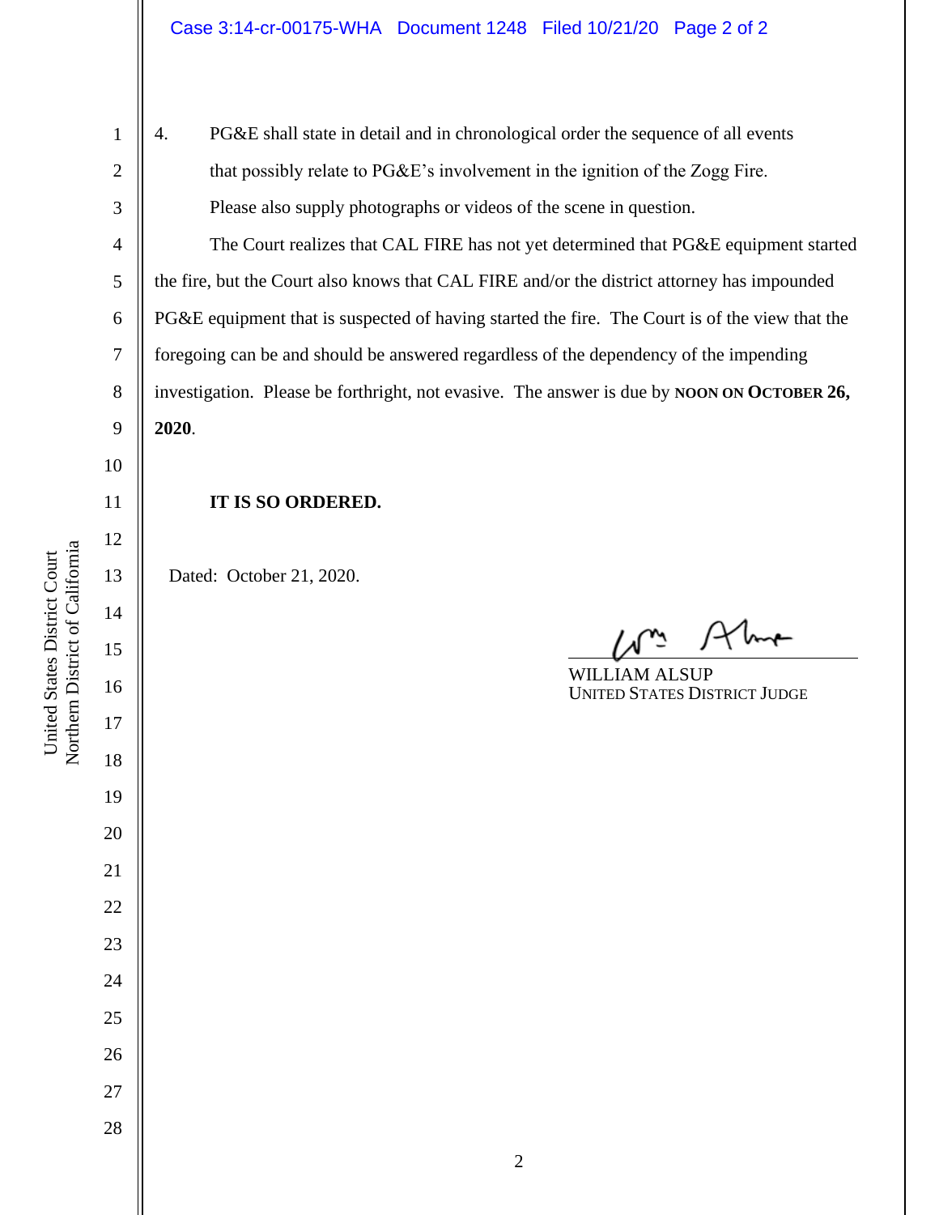4. PG&E shall state in detail and in chronological order the sequence of all events that possibly relate to PG&E's involvement in the ignition of the Zogg Fire. Please also supply photographs or videos of the scene in question.

The Court realizes that CAL FIRE has not yet determined that PG&E equipment started the fire, but the Court also knows that CAL FIRE and/or the district attorney has impounded PG&E equipment that is suspected of having started the fire. The Court is of the view that the foregoing can be and should be answered regardless of the dependency of the impending investigation. Please be forthright, not evasive. The answer is due by **NOON ON OCTOBER 26, 2020**.

**IT IS SO ORDERED.**

Dated: October 21, 2020.

WILLIAM ALSUP
UNITED STATES DISTRICT JUDGE